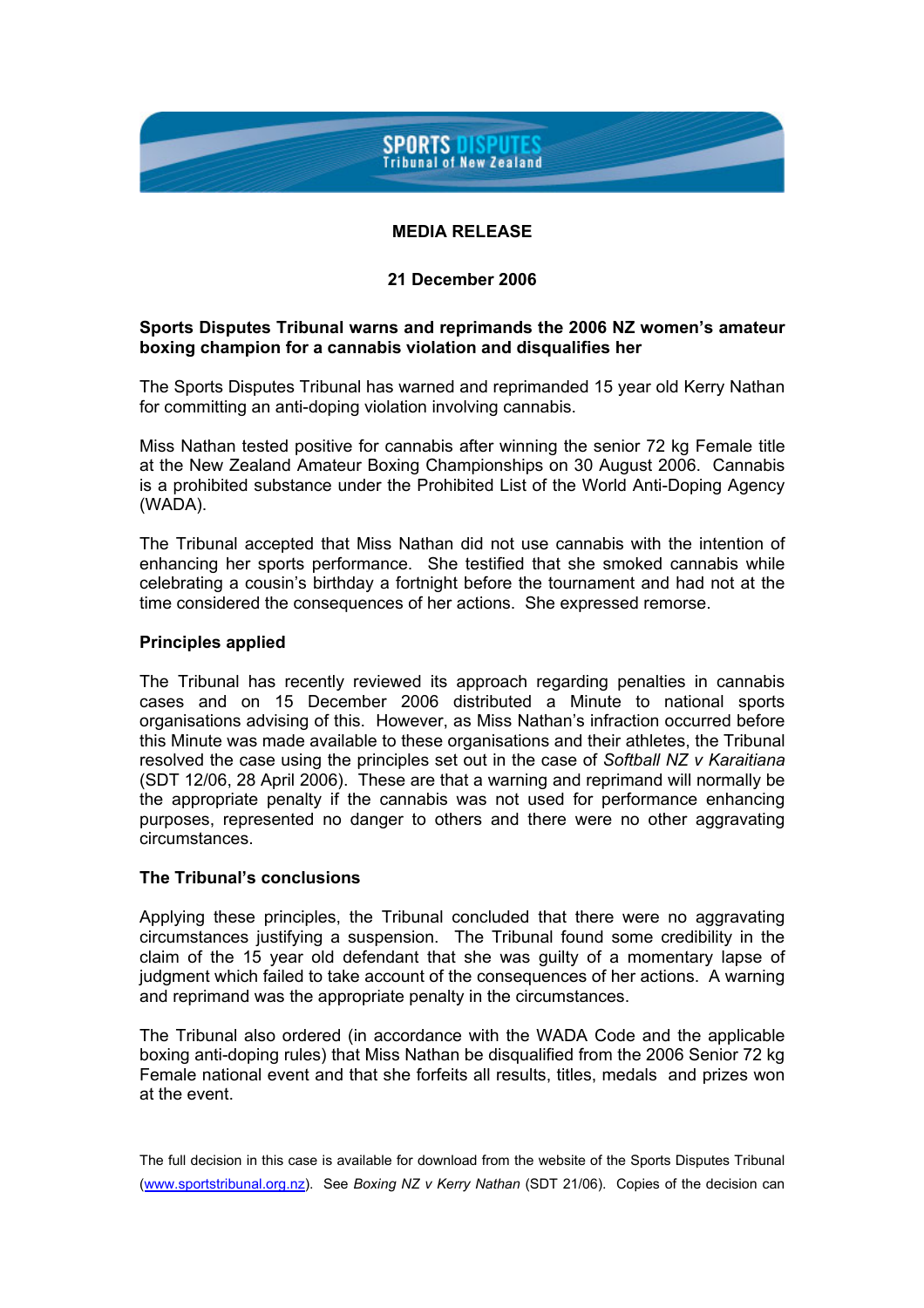SPORTS DISPUTES Tribunal of New Zealand

**MEDIA RELEASE**

**21 December 2006**

**Sports Disputes Tribunal warns and reprimands the 2006 NZ women's amateur boxing champion for a cannabis violation and disqualifies her**

The Sports Disputes Tribunal has warned and reprimanded 15 year old Kerry Nathan for committing an anti-doping violation involving cannabis.

Miss Nathan tested positive for cannabis after winning the senior 72 kg Female title at the New Zealand Amateur Boxing Championships on 30 August 2006. Cannabis is a prohibited substance under the Prohibited List of the World Anti-Doping Agency (WADA).

The Tribunal accepted that Miss Nathan did not use cannabis with the intention of enhancing her sports performance. She testified that she smoked cannabis while celebrating a cousin's birthday a fortnight before the tournament and had not at the time considered the consequences of her actions. She expressed remorse.

**Principles applied**

The Tribunal has recently reviewed its approach regarding penalties in cannabis cases and on 15 December 2006 distributed a Minute to national sports organisations advising of this. However, as Miss Nathan's infraction occurred before this Minute was made available to these organisations and their athletes, the Tribunal resolved the case using the principles set out in the case of *Softball NZ v Karaitiana* (SDT 12/06, 28 April 2006). These are that a warning and reprimand will normally be the appropriate penalty if the cannabis was not used for performance enhancing purposes, represented no danger to others and there were no other aggravating circumstances.

**The Tribunal's conclusions**

Applying these principles, the Tribunal concluded that there were no aggravating circumstances justifying a suspension. The Tribunal found some credibility in the claim of the 15 year old defendant that she was guilty of a momentary lapse of judgment which failed to take account of the consequences of her actions. A warning and reprimand was the appropriate penalty in the circumstances.

The Tribunal also ordered (in accordance with the WADA Code and the applicable boxing anti-doping rules) that Miss Nathan be disqualified from the 2006 Senior 72 kg Female national event and that she forfeits all results, titles, medals and prizes won at the event.

The full decision in this case is available for download from the website of the Sports Disputes Tribunal (www.sportstribunal.org.nz). See *Boxing NZ v Kerry Nathan* (SDT 21/06). Copies of the decision can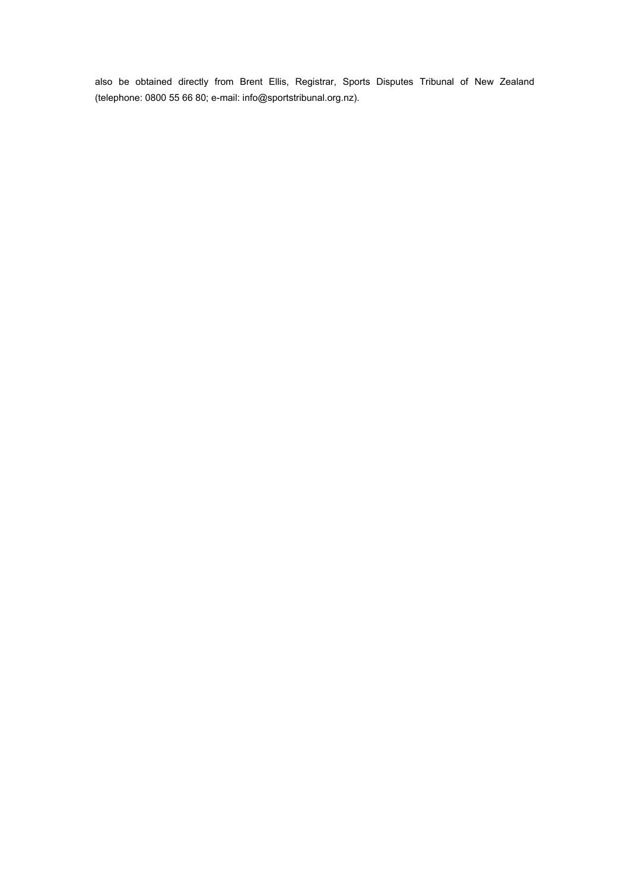also be obtained directly from Brent Ellis, Registrar, Sports Disputes Tribunal of New Zealand (telephone: 0800 55 66 80; e-mail: info@sportstribunal.org.nz).